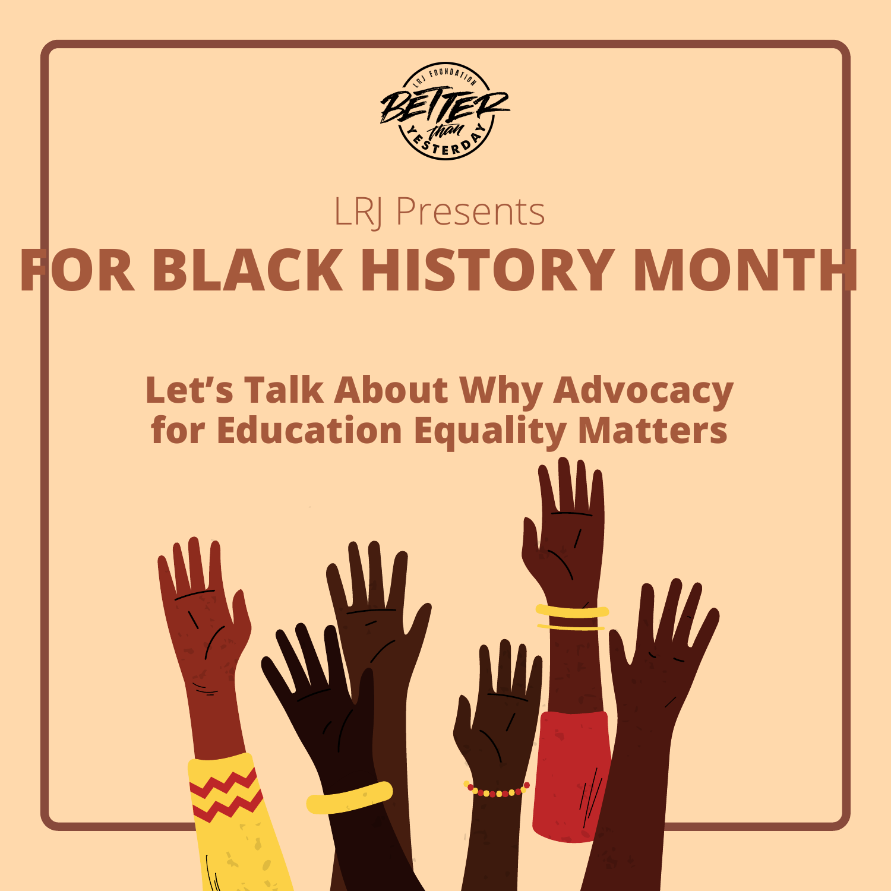LRJ Foundation

BETTER than YESTERDAY

LRJ Presents

# FOR BLACK HISTORY MONTH

## Let's Talk About Why Advocacy for Education Equality Matters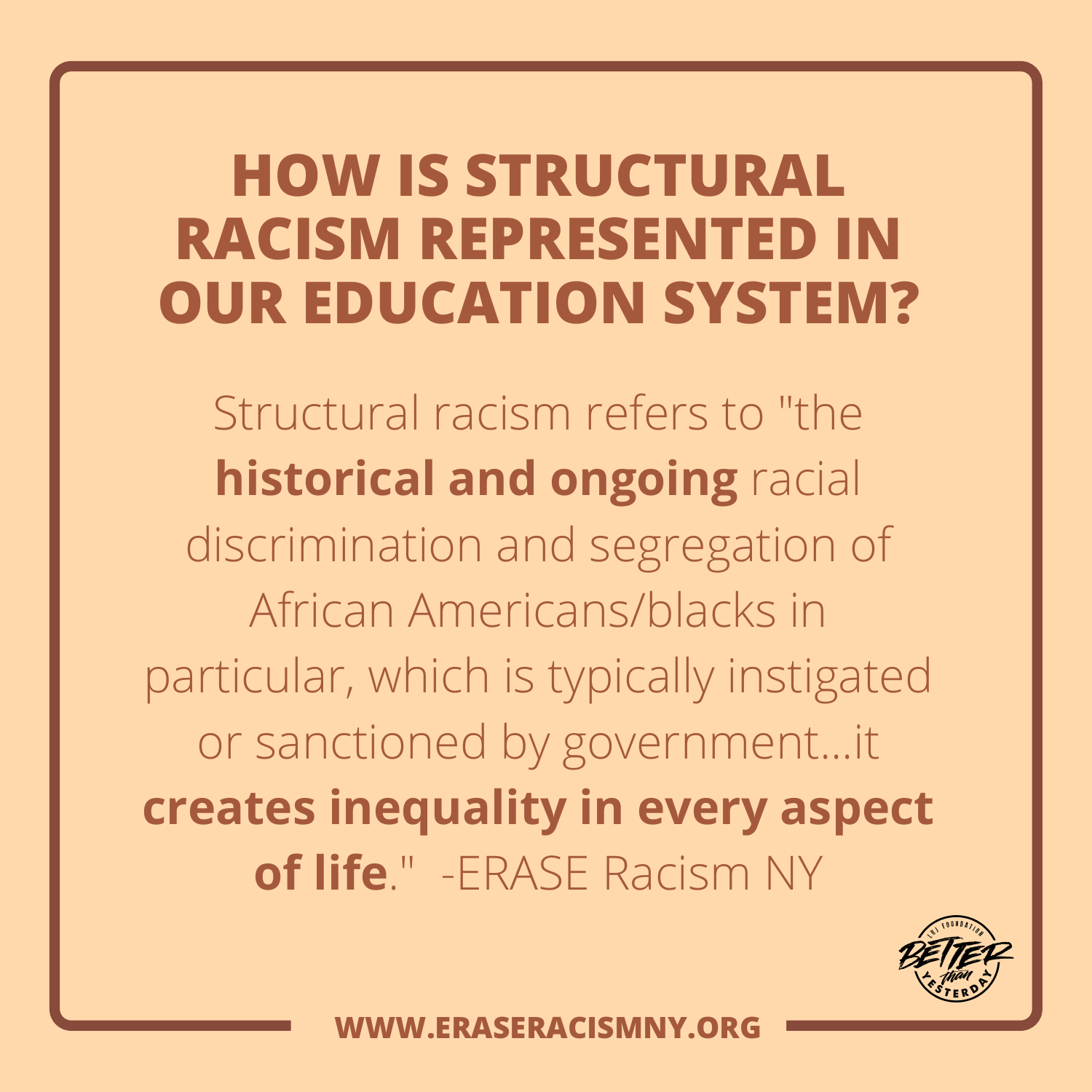# HOW IS STRUCTURAL RACISM REPRESENTED IN OUR EDUCATION SYSTEM?

Structural racism refers to "the **historical and ongoing** racial discrimination and segregation of African Americans/blacks in particular, which is typically instigated or sanctioned by government…it **creates inequality in every aspect of life**." -ERASE Racism NY

LRJ FOUNDATION BETTER than YESTERDAY

**WWW.ERASERACISMNY.ORG**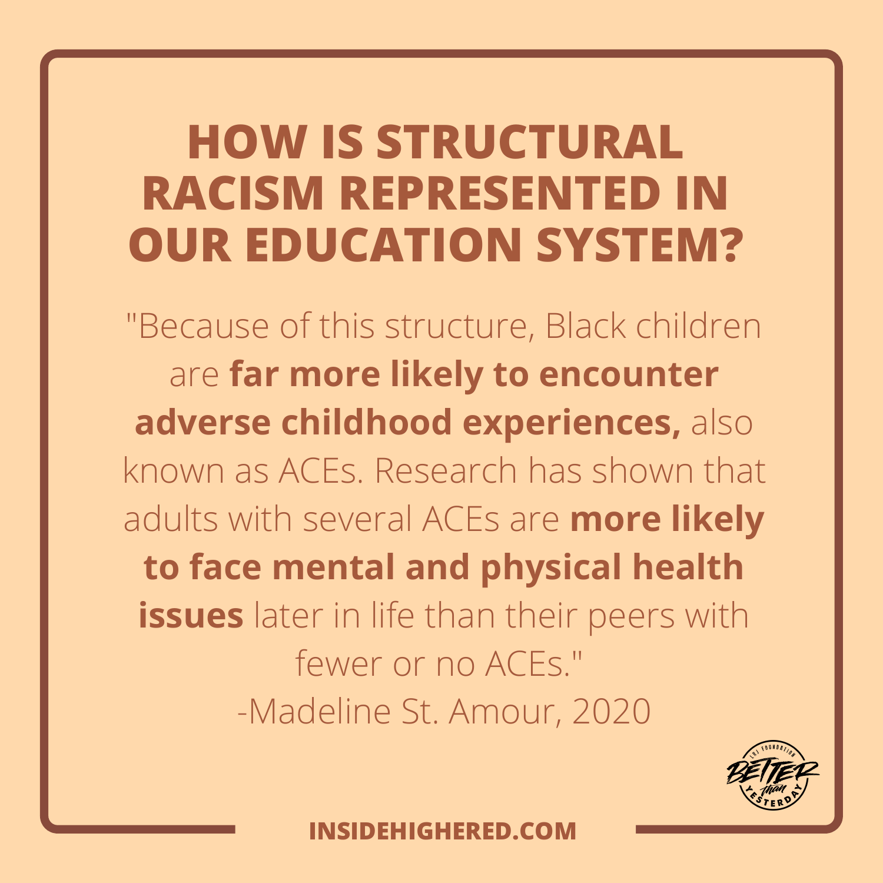# HOW IS STRUCTURAL RACISM REPRESENTED IN OUR EDUCATION SYSTEM?

"Because of this structure, Black children are **far more likely to encounter adverse childhood experiences,** also known as ACEs. Research has shown that adults with several ACEs are **more likely to face mental and physical health issues** later in life than their peers with fewer or no ACEs."

-Madeline St. Amour, 2020

LRJ FOUNDATION BETTER than YESTERDAY

**INSIDEHIGHERED.COM**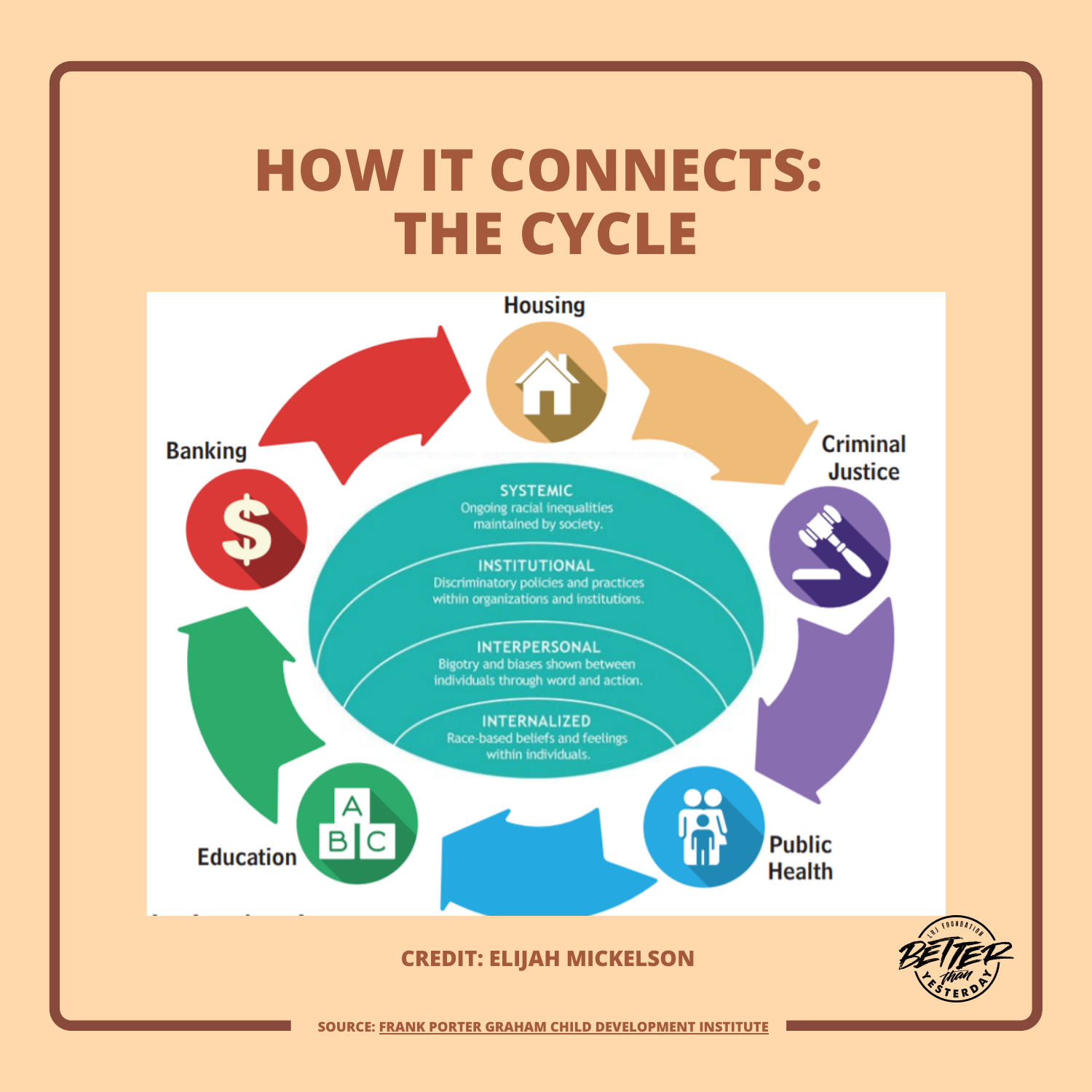# HOW IT CONNECTS: THE CYCLE

Housing

Criminal Justice

Public Health

Education

Banking

**SYSTEMIC**
Ongoing racial inequalities maintained by society.

**INSTITUTIONAL**
Discriminatory policies and practices within organizations and institutions.

**INTERPERSONAL**
Bigotry and biases shown between individuals through word and action.

**INTERNALIZED**
Race-based beliefs and feelings within individuals.

**CREDIT: ELIJAH MICKELSON**

SOURCE: FRANK PORTER GRAHAM CHILD DEVELOPMENT INSTITUTE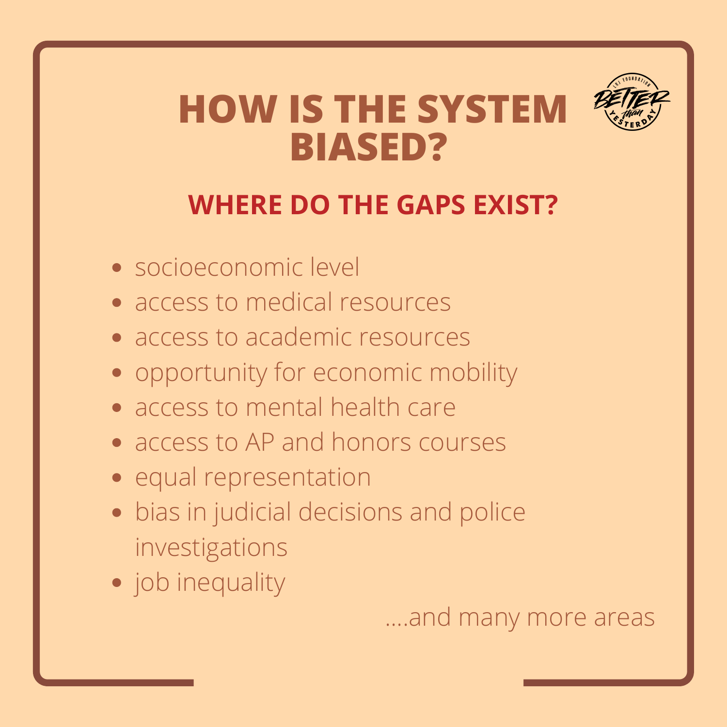# HOW IS THE SYSTEM BIASED?

## WHERE DO THE GAPS EXIST?

- socioeconomic level
- access to medical resources
- access to academic resources
- opportunity for economic mobility
- access to mental health care
- access to AP and honors courses
- equal representation
- bias in judicial decisions and police investigations
- job inequality

....and many more areas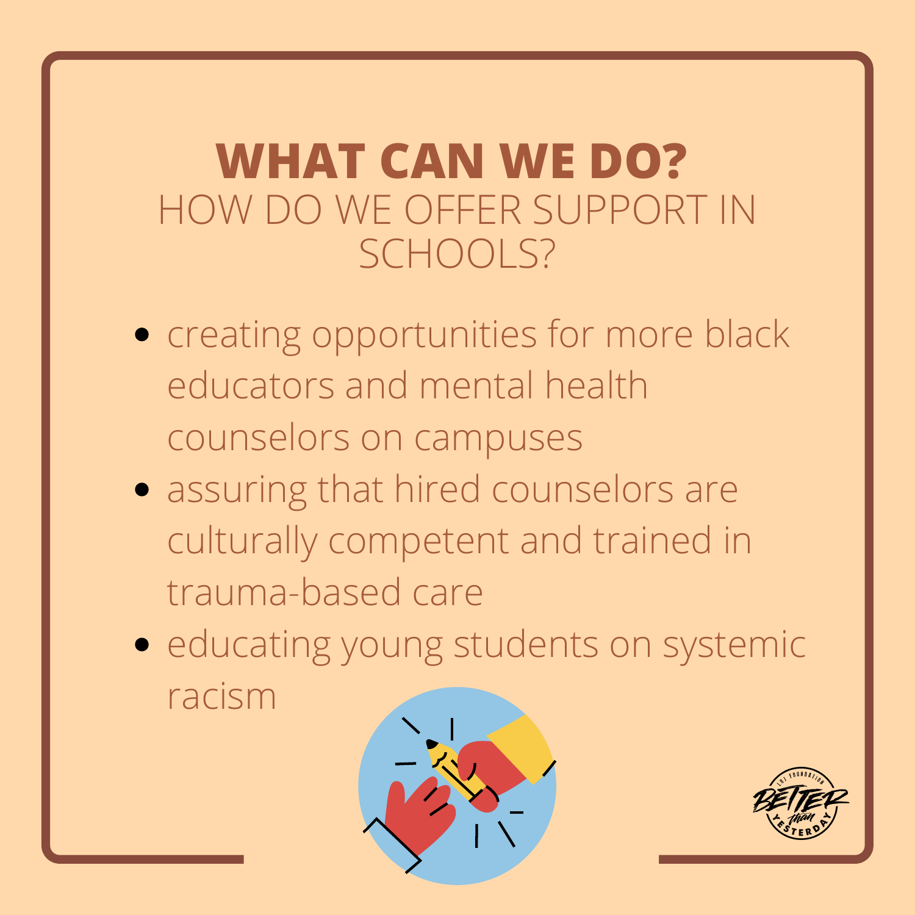# WHAT CAN WE DO?

## HOW DO WE OFFER SUPPORT IN SCHOOLS?

- creating opportunities for more black educators and mental health counselors on campuses
- assuring that hired counselors are culturally competent and trained in trauma-based care
- educating young students on systemic racism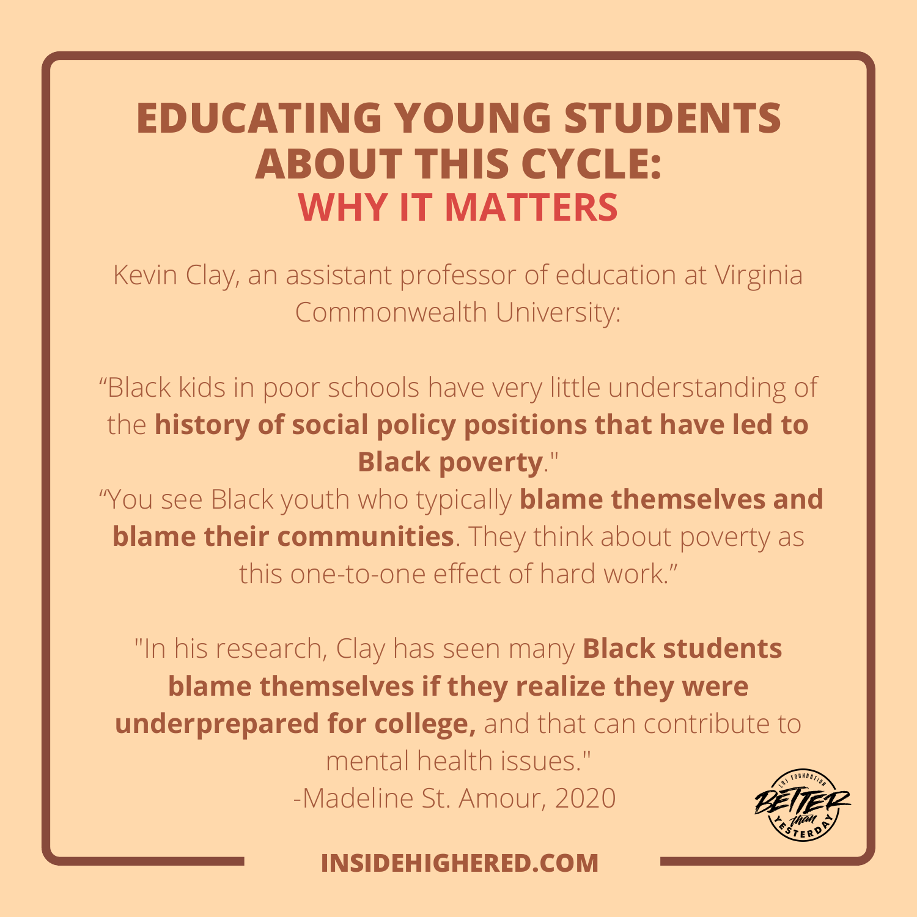# EDUCATING YOUNG STUDENTS ABOUT THIS CYCLE: WHY IT MATTERS

Kevin Clay, an assistant professor of education at Virginia Commonwealth University:

"Black kids in poor schools have very little understanding of the **history of social policy positions that have led to Black poverty**."

"You see Black youth who typically **blame themselves and blame their communities**. They think about poverty as this one-to-one effect of hard work."

"In his research, Clay has seen many **Black students blame themselves if they realize they were underprepared for college,** and that can contribute to mental health issues."

-Madeline St. Amour, 2020

**INSIDEHIGHERED.COM**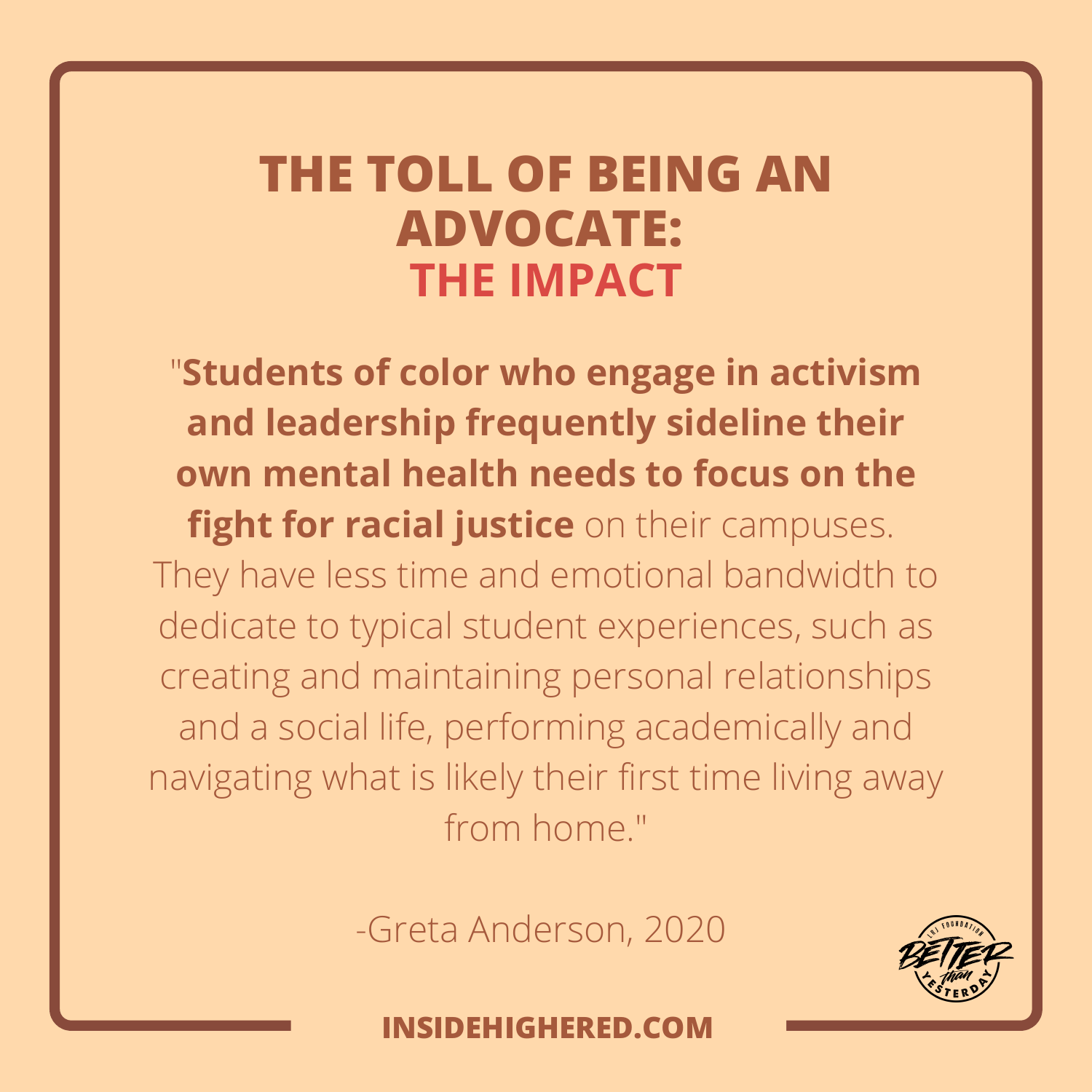# THE TOLL OF BEING AN ADVOCATE: THE IMPACT

"**Students of color who engage in activism and leadership frequently sideline their own mental health needs to focus on the fight for racial justice** on their campuses. They have less time and emotional bandwidth to dedicate to typical student experiences, such as creating and maintaining personal relationships and a social life, performing academically and navigating what is likely their first time living away from home."

-Greta Anderson, 2020

**INSIDEHIGHERED.COM**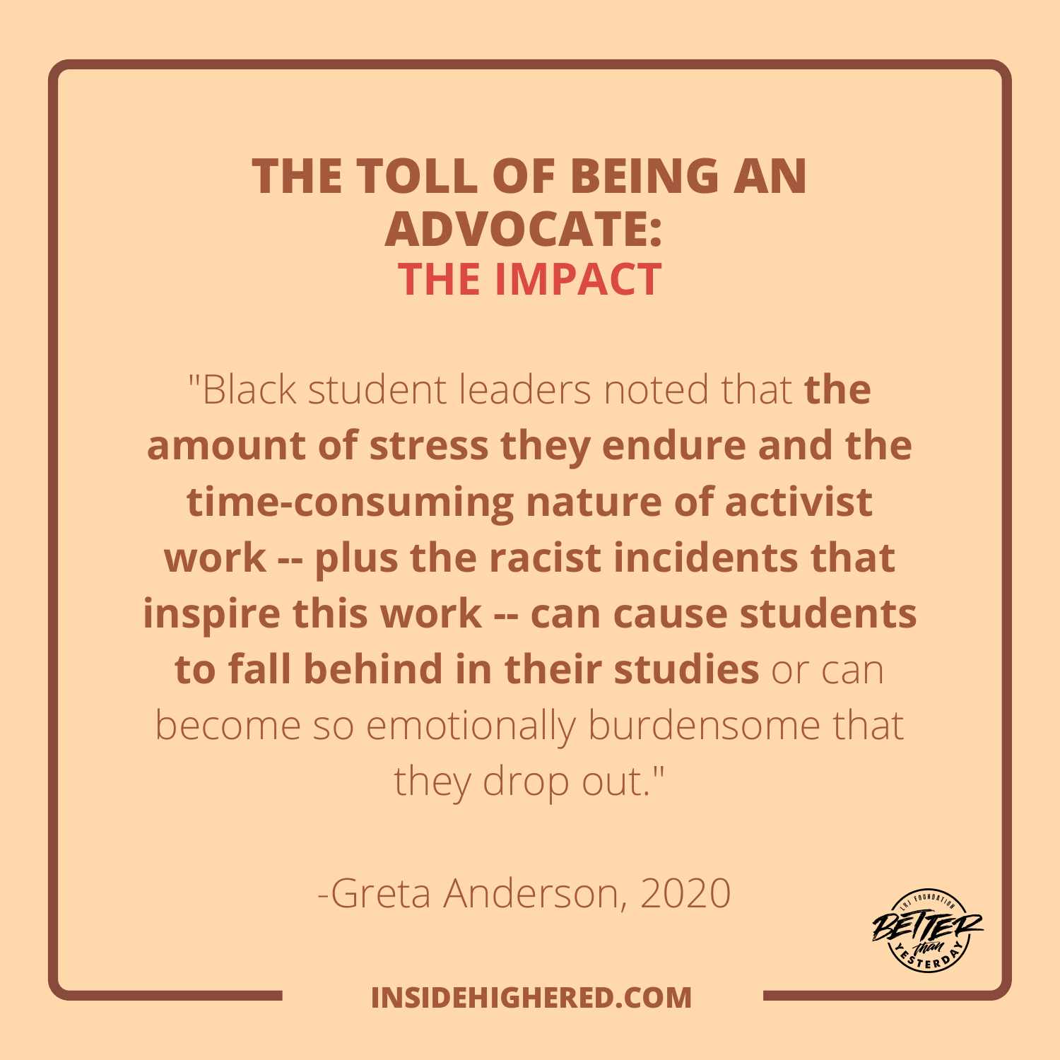# THE TOLL OF BEING AN ADVOCATE:
## THE IMPACT

"Black student leaders noted that **the amount of stress they endure and the time-consuming nature of activist work -- plus the racist incidents that inspire this work -- can cause students to fall behind in their studies** or can become so emotionally burdensome that they drop out."

-Greta Anderson, 2020

LHJ FOUNDATION BETTER than YESTERDAY

**INSIDEHIGHERED.COM**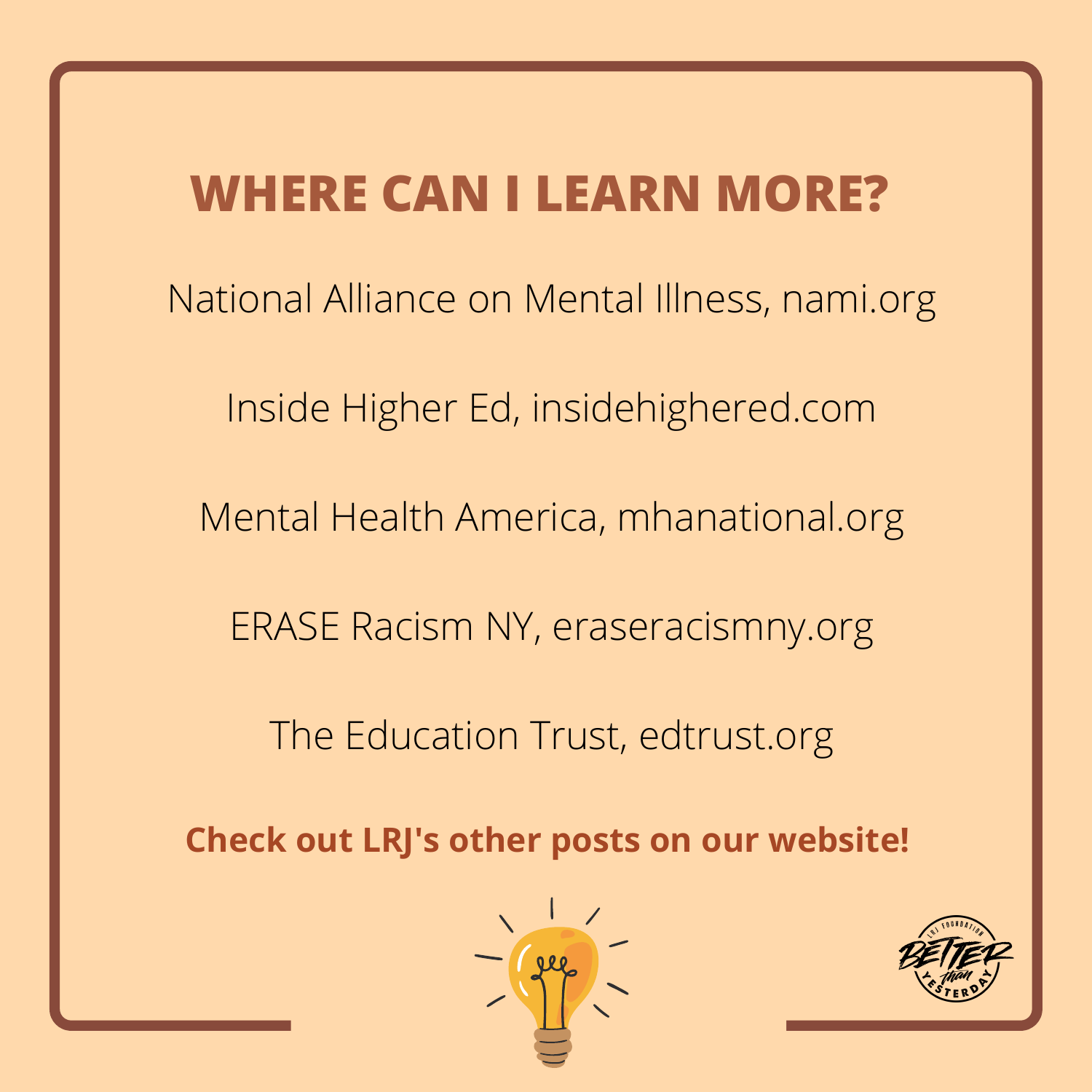# WHERE CAN I LEARN MORE?

National Alliance on Mental Illness, nami.org

Inside Higher Ed, insidehighered.com

Mental Health America, mhanational.org

ERASE Racism NY, eraseracismny.org

The Education Trust, edtrust.org

**Check out LRJ's other posts on our website!**